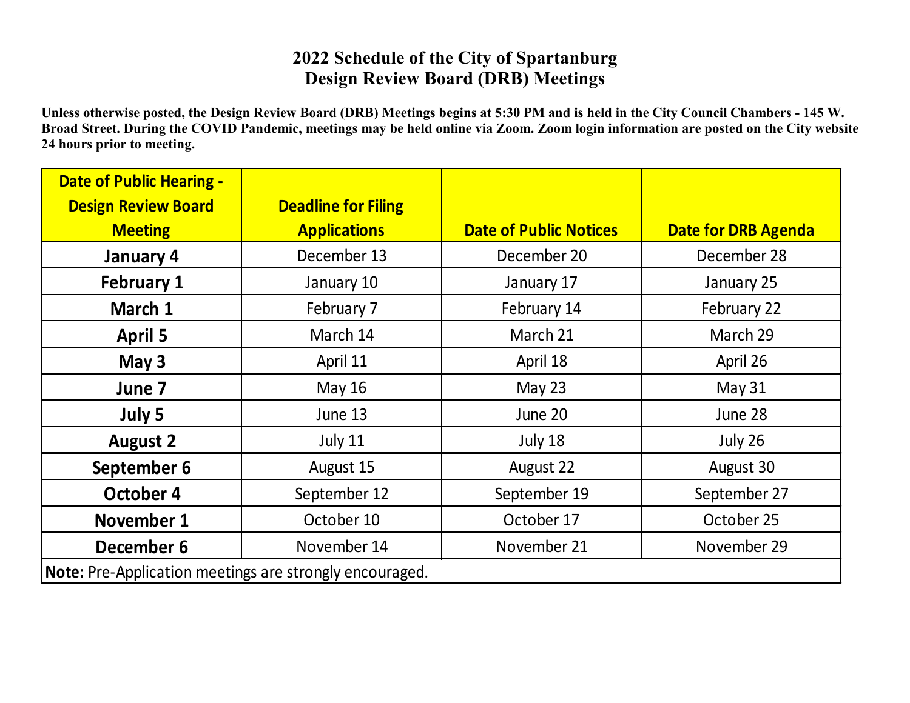# 2022 Schedule of the City of Spartanburg
# Design Review Board (DRB) Meetings

**Unless otherwise posted, the Design Review Board (DRB) Meetings begins at 5:30 PM and is held in the City Council Chambers - 145 W. Broad Street. During the COVID Pandemic, meetings may be held online via Zoom. Zoom login information are posted on the City website 24 hours prior to meeting.**

| Date of Public Hearing - Design Review Board Meeting | Deadline for Filing Applications | Date of Public Notices | Date for DRB Agenda |
|---|---|---|---|
| **January 4** | December 13 | December 20 | December 28 |
| **February 1** | January 10 | January 17 | January 25 |
| **March 1** | February 7 | February 14 | February 22 |
| **April 5** | March 14 | March 21 | March 29 |
| **May 3** | April 11 | April 18 | April 26 |
| **June 7** | May 16 | May 23 | May 31 |
| **July 5** | June 13 | June 20 | June 28 |
| **August 2** | July 11 | July 18 | July 26 |
| **September 6** | August 15 | August 22 | August 30 |
| **October 4** | September 12 | September 19 | September 27 |
| **November 1** | October 10 | October 17 | October 25 |
| **December 6** | November 14 | November 21 | November 29 |

**Note:** Pre-Application meetings are strongly encouraged.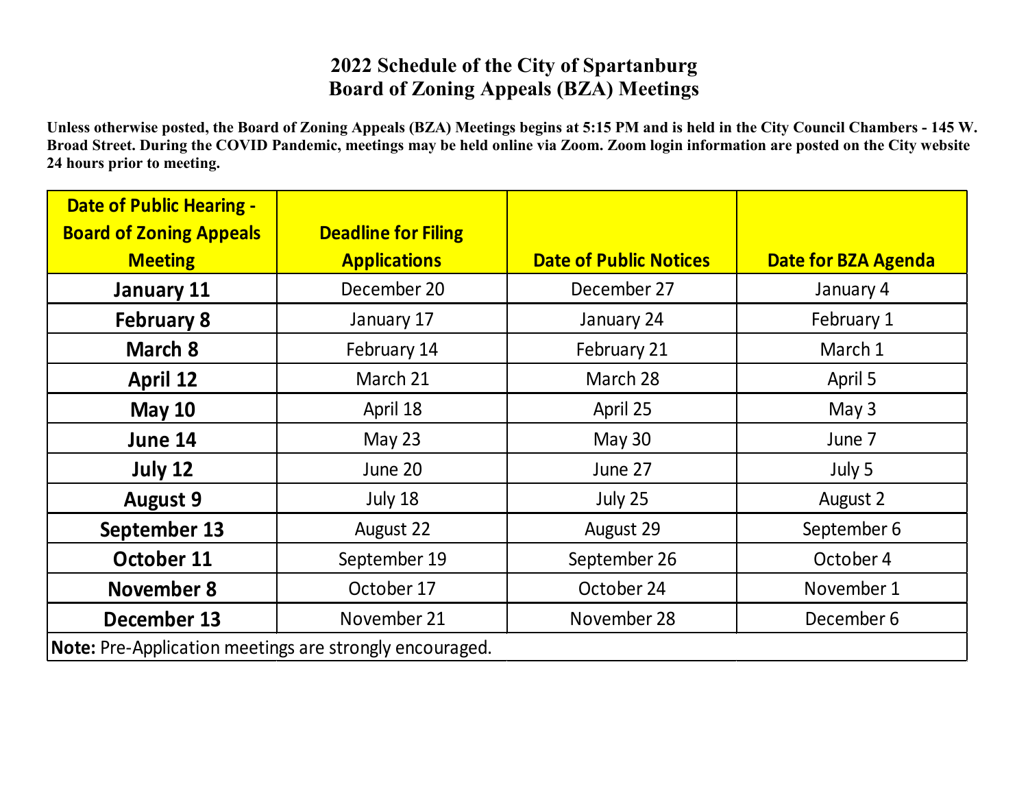# 2022 Schedule of the City of Spartanburg
# Board of Zoning Appeals (BZA) Meetings

**Unless otherwise posted, the Board of Zoning Appeals (BZA) Meetings begins at 5:15 PM and is held in the City Council Chambers - 145 W. Broad Street. During the COVID Pandemic, meetings may be held online via Zoom. Zoom login information are posted on the City website 24 hours prior to meeting.**

| Date of Public Hearing - Board of Zoning Appeals Meeting | Deadline for Filing Applications | Date of Public Notices | Date for BZA Agenda |
|---|---|---|---|
| **January 11** | December 20 | December 27 | January 4 |
| **February 8** | January 17 | January 24 | February 1 |
| **March 8** | February 14 | February 21 | March 1 |
| **April 12** | March 21 | March 28 | April 5 |
| **May 10** | April 18 | April 25 | May 3 |
| **June 14** | May 23 | May 30 | June 7 |
| **July 12** | June 20 | June 27 | July 5 |
| **August 9** | July 18 | July 25 | August 2 |
| **September 13** | August 22 | August 29 | September 6 |
| **October 11** | September 19 | September 26 | October 4 |
| **November 8** | October 17 | October 24 | November 1 |
| **December 13** | November 21 | November 28 | December 6 |

**Note:** Pre-Application meetings are strongly encouraged.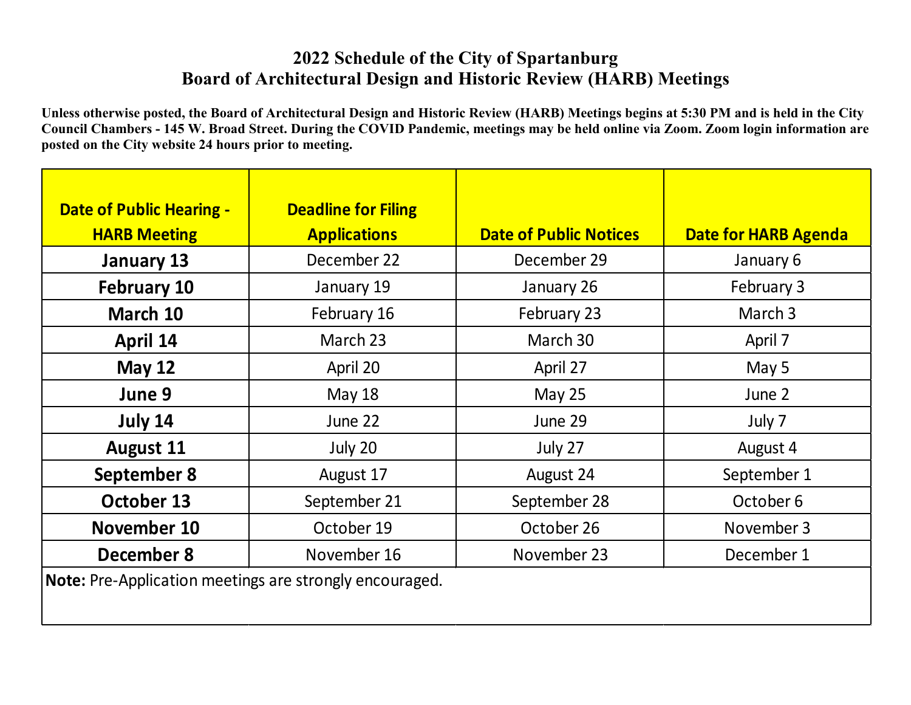# 2022 Schedule of the City of Spartanburg
# Board of Architectural Design and Historic Review (HARB) Meetings

**Unless otherwise posted, the Board of Architectural Design and Historic Review (HARB) Meetings begins at 5:30 PM and is held in the City Council Chambers - 145 W. Broad Street. During the COVID Pandemic, meetings may be held online via Zoom. Zoom login information are posted on the City website 24 hours prior to meeting.**

| Date of Public Hearing - HARB Meeting | Deadline for Filing Applications | Date of Public Notices | Date for HARB Agenda |
|---|---|---|---|
| **January 13** | December 22 | December 29 | January 6 |
| **February 10** | January 19 | January 26 | February 3 |
| **March 10** | February 16 | February 23 | March 3 |
| **April 14** | March 23 | March 30 | April 7 |
| **May 12** | April 20 | April 27 | May 5 |
| **June 9** | May 18 | May 25 | June 2 |
| **July 14** | June 22 | June 29 | July 7 |
| **August 11** | July 20 | July 27 | August 4 |
| **September 8** | August 17 | August 24 | September 1 |
| **October 13** | September 21 | September 28 | October 6 |
| **November 10** | October 19 | October 26 | November 3 |
| **December 8** | November 16 | November 23 | December 1 |

**Note:** Pre-Application meetings are strongly encouraged.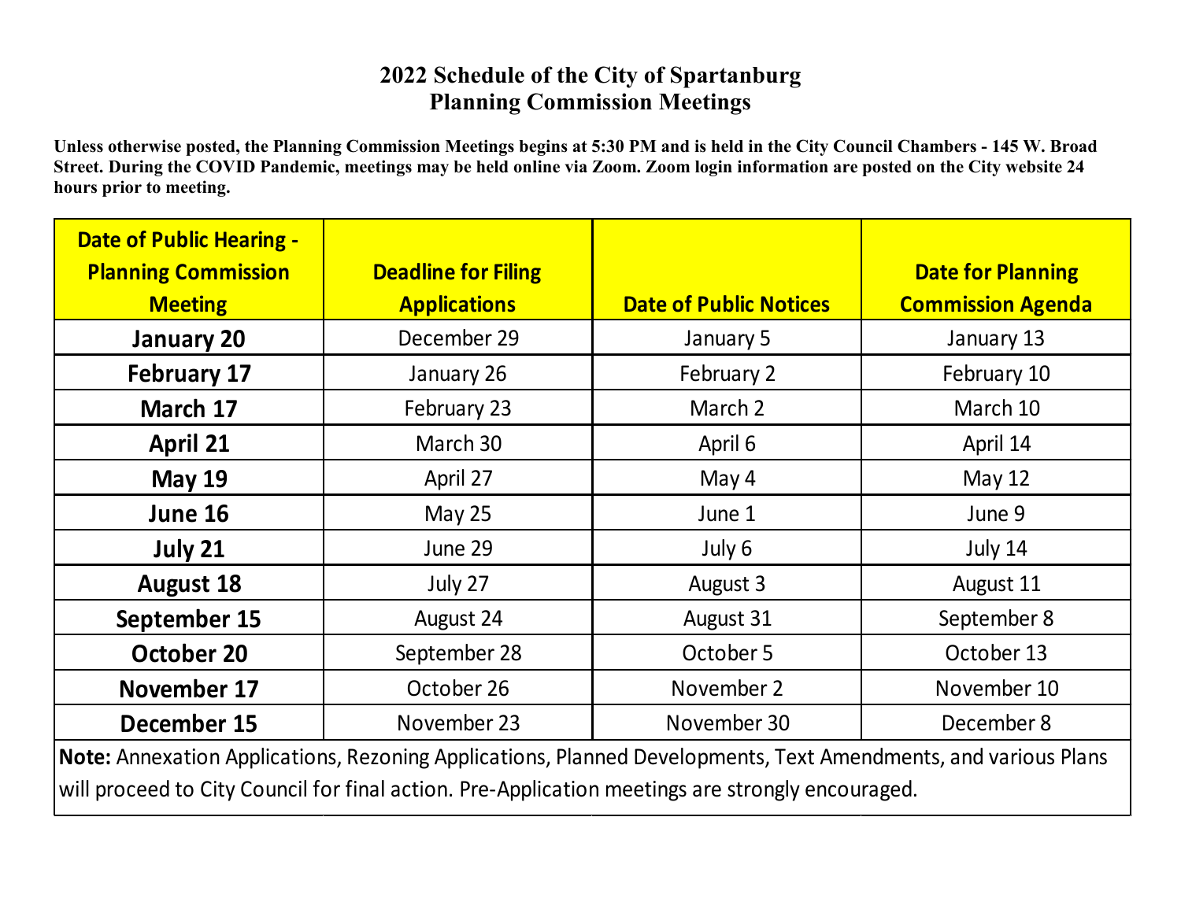# 2022 Schedule of the City of Spartanburg Planning Commission Meetings

**Unless otherwise posted, the Planning Commission Meetings begins at 5:30 PM and is held in the City Council Chambers - 145 W. Broad Street. During the COVID Pandemic, meetings may be held online via Zoom. Zoom login information are posted on the City website 24 hours prior to meeting.**

| Date of Public Hearing - Planning Commission Meeting | Deadline for Filing Applications | Date of Public Notices | Date for Planning Commission Agenda |
|---|---|---|---|
| **January 20** | December 29 | January 5 | January 13 |
| **February 17** | January 26 | February 2 | February 10 |
| **March 17** | February 23 | March 2 | March 10 |
| **April 21** | March 30 | April 6 | April 14 |
| **May 19** | April 27 | May 4 | May 12 |
| **June 16** | May 25 | June 1 | June 9 |
| **July 21** | June 29 | July 6 | July 14 |
| **August 18** | July 27 | August 3 | August 11 |
| **September 15** | August 24 | August 31 | September 8 |
| **October 20** | September 28 | October 5 | October 13 |
| **November 17** | October 26 | November 2 | November 10 |
| **December 15** | November 23 | November 30 | December 8 |

**Note:** Annexation Applications, Rezoning Applications, Planned Developments, Text Amendments, and various Plans will proceed to City Council for final action. Pre-Application meetings are strongly encouraged.